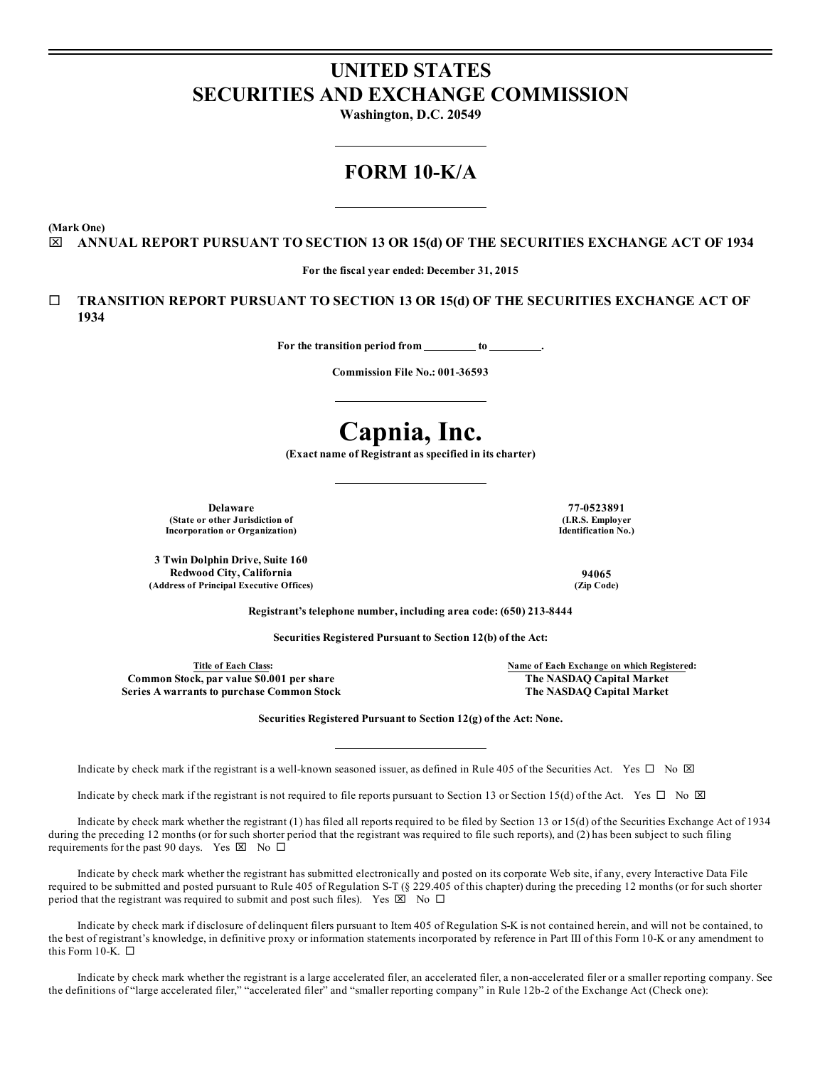# UNITED STATES
# SECURITIES AND EXCHANGE COMMISSION

**Washington, D.C. 20549**

## FORM 10-K/A

**(Mark One)**

☒ **ANNUAL REPORT PURSUANT TO SECTION 13 OR 15(d) OF THE SECURITIES EXCHANGE ACT OF 1934**

**For the fiscal year ended: December 31, 2015**

☐ **TRANSITION REPORT PURSUANT TO SECTION 13 OR 15(d) OF THE SECURITIES EXCHANGE ACT OF 1934**

**For the transition period from \_\_\_\_\_\_\_\_\_ to \_\_\_\_\_\_\_\_\_.**

**Commission File No.: 001-36593**

# Capnia, Inc.

**(Exact name of Registrant as specified in its charter)**

| | |
|---|---|
| **Delaware**<br>**(State or other Jurisdiction of Incorporation or Organization)** | **77-0523891**<br>**(I.R.S. Employer Identification No.)** |
| **3 Twin Dolphin Drive, Suite 160**<br>**Redwood City, California**<br>**(Address of Principal Executive Offices)** | **94065**<br>**(Zip Code)** |

**Registrant's telephone number, including area code: (650) 213-8444**

**Securities Registered Pursuant to Section 12(b) of the Act:**

| Title of Each Class: | Name of Each Exchange on which Registered: |
|---|---|
| **Common Stock, par value $0.001 per share** | **The NASDAQ Capital Market** |
| **Series A warrants to purchase Common Stock** | **The NASDAQ Capital Market** |

**Securities Registered Pursuant to Section 12(g) of the Act: None.**

Indicate by check mark if the registrant is a well-known seasoned issuer, as defined in Rule 405 of the Securities Act. Yes ☐ No ☒

Indicate by check mark if the registrant is not required to file reports pursuant to Section 13 or Section 15(d) of the Act. Yes ☐ No ☒

Indicate by check mark whether the registrant (1) has filed all reports required to be filed by Section 13 or 15(d) of the Securities Exchange Act of 1934 during the preceding 12 months (or for such shorter period that the registrant was required to file such reports), and (2) has been subject to such filing requirements for the past 90 days. Yes ☒ No ☐

Indicate by check mark whether the registrant has submitted electronically and posted on its corporate Web site, if any, every Interactive Data File required to be submitted and posted pursuant to Rule 405 of Regulation S-T (§ 229.405 of this chapter) during the preceding 12 months (or for such shorter period that the registrant was required to submit and post such files). Yes ☒ No ☐

Indicate by check mark if disclosure of delinquent filers pursuant to Item 405 of Regulation S-K is not contained herein, and will not be contained, to the best of registrant's knowledge, in definitive proxy or information statements incorporated by reference in Part III of this Form 10-K or any amendment to this Form 10-K. ☐

Indicate by check mark whether the registrant is a large accelerated filer, an accelerated filer, a non-accelerated filer or a smaller reporting company. See the definitions of "large accelerated filer," "accelerated filer" and "smaller reporting company" in Rule 12b-2 of the Exchange Act (Check one):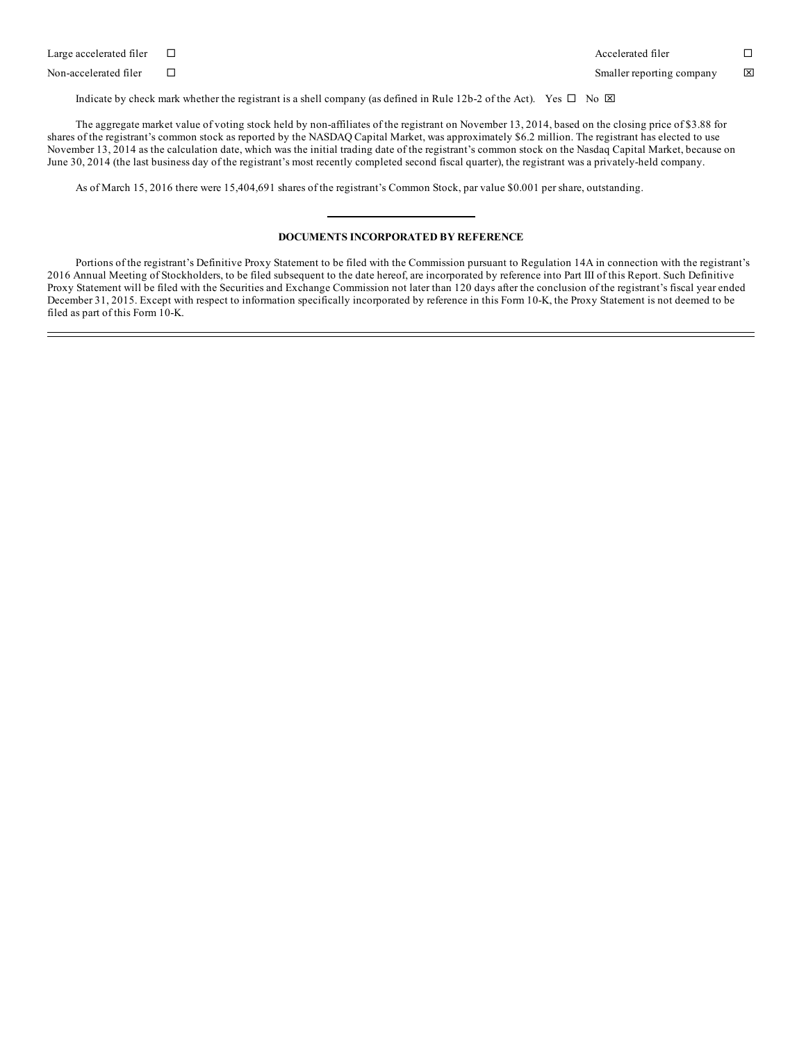| | | | |
|---|---|---|---|
| Large accelerated filer | ☐ | Accelerated filer | ☐ |
| Non-accelerated filer | ☐ | Smaller reporting company | ☒ |

Indicate by check mark whether the registrant is a shell company (as defined in Rule 12b-2 of the Act). Yes ☐ No ☒

The aggregate market value of voting stock held by non-affiliates of the registrant on November 13, 2014, based on the closing price of $3.88 for shares of the registrant's common stock as reported by the NASDAQ Capital Market, was approximately $6.2 million. The registrant has elected to use November 13, 2014 as the calculation date, which was the initial trading date of the registrant's common stock on the Nasdaq Capital Market, because on June 30, 2014 (the last business day of the registrant's most recently completed second fiscal quarter), the registrant was a privately-held company.

As of March 15, 2016 there were 15,404,691 shares of the registrant's Common Stock, par value $0.001 per share, outstanding.

**DOCUMENTS INCORPORATED BY REFERENCE**

Portions of the registrant's Definitive Proxy Statement to be filed with the Commission pursuant to Regulation 14A in connection with the registrant's 2016 Annual Meeting of Stockholders, to be filed subsequent to the date hereof, are incorporated by reference into Part III of this Report. Such Definitive Proxy Statement will be filed with the Securities and Exchange Commission not later than 120 days after the conclusion of the registrant's fiscal year ended December 31, 2015. Except with respect to information specifically incorporated by reference in this Form 10-K, the Proxy Statement is not deemed to be filed as part of this Form 10-K.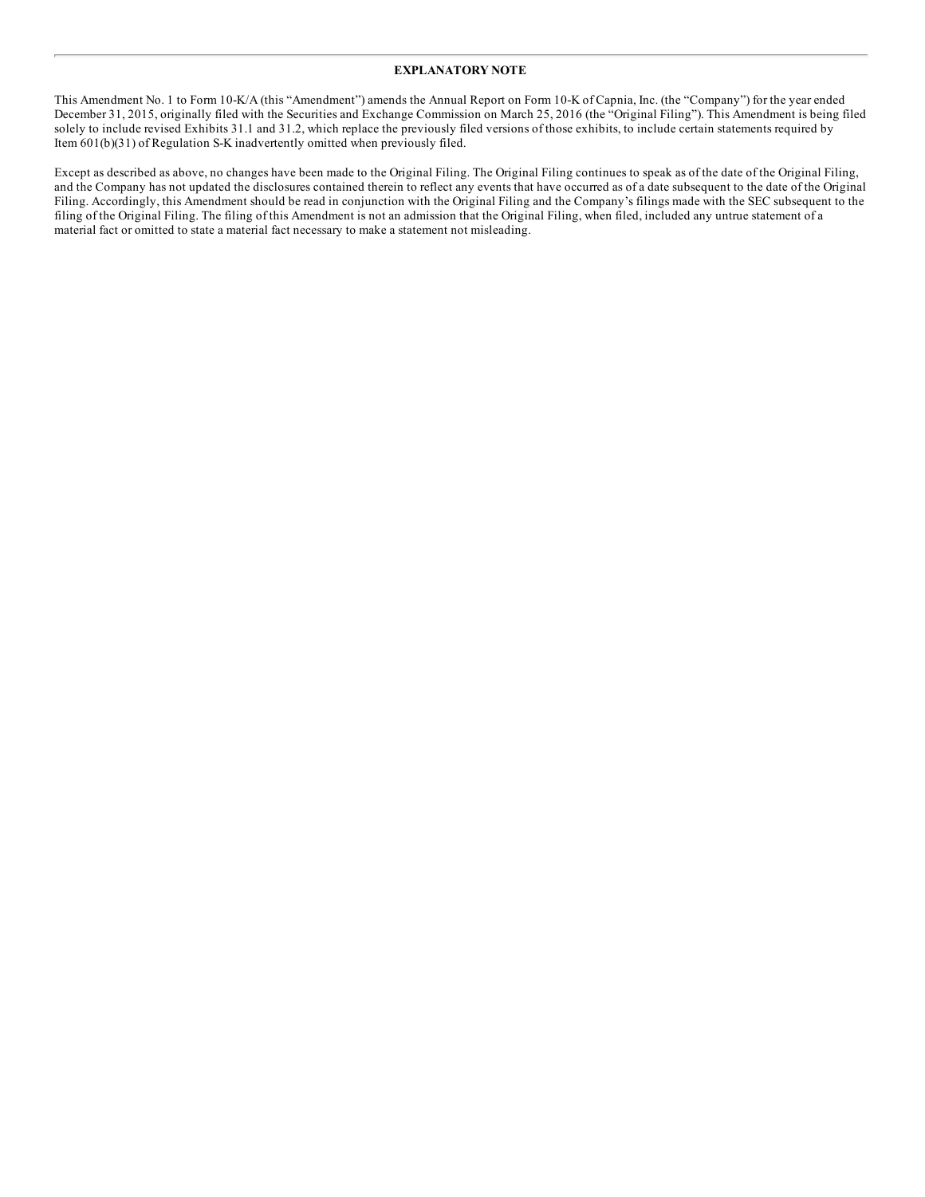## EXPLANATORY NOTE

This Amendment No. 1 to Form 10-K/A (this "Amendment") amends the Annual Report on Form 10-K of Capnia, Inc. (the "Company") for the year ended December 31, 2015, originally filed with the Securities and Exchange Commission on March 25, 2016 (the "Original Filing"). This Amendment is being filed solely to include revised Exhibits 31.1 and 31.2, which replace the previously filed versions of those exhibits, to include certain statements required by Item 601(b)(31) of Regulation S-K inadvertently omitted when previously filed.

Except as described as above, no changes have been made to the Original Filing. The Original Filing continues to speak as of the date of the Original Filing, and the Company has not updated the disclosures contained therein to reflect any events that have occurred as of a date subsequent to the date of the Original Filing. Accordingly, this Amendment should be read in conjunction with the Original Filing and the Company's filings made with the SEC subsequent to the filing of the Original Filing. The filing of this Amendment is not an admission that the Original Filing, when filed, included any untrue statement of a material fact or omitted to state a material fact necessary to make a statement not misleading.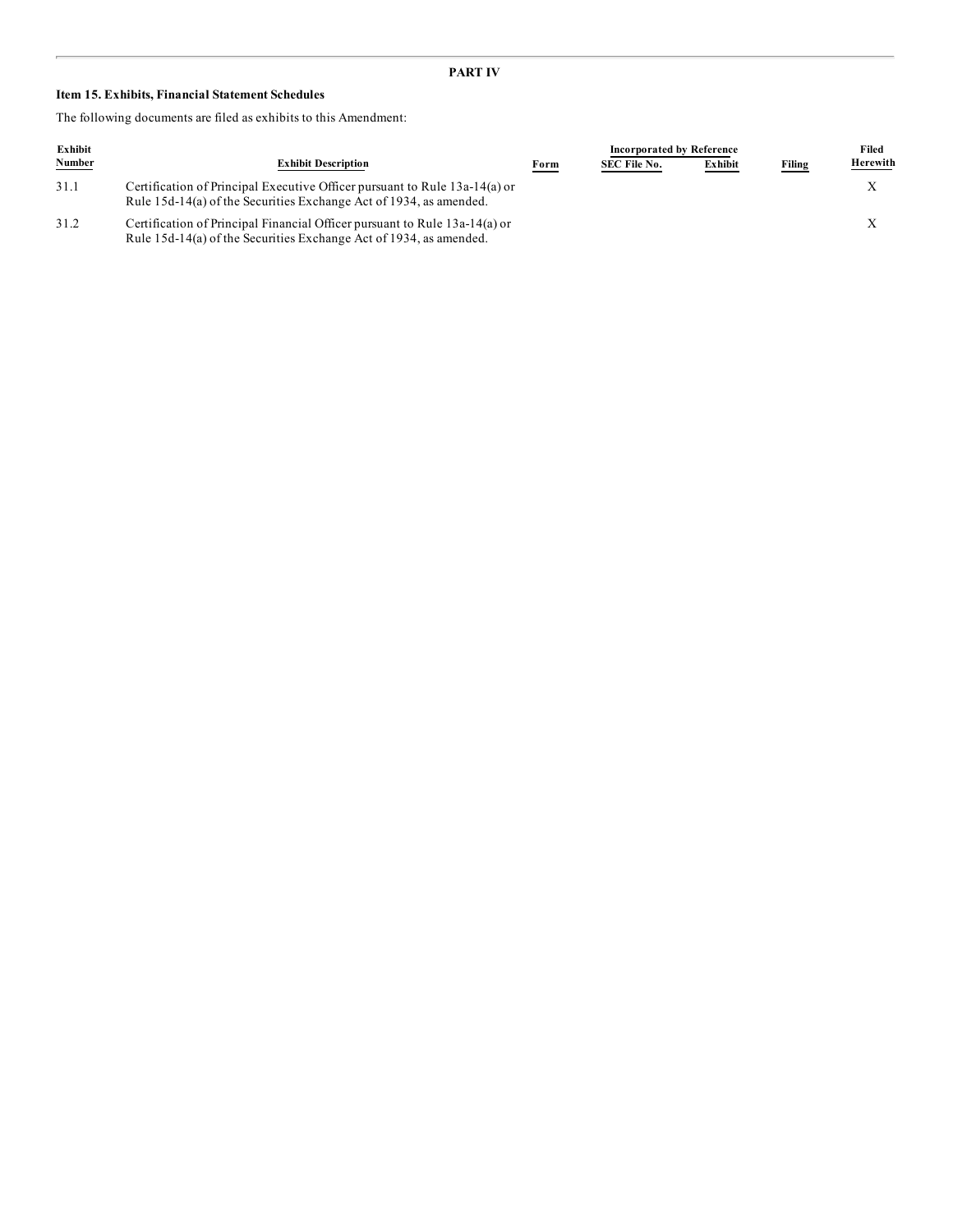## PART IV

### Item 15. Exhibits, Financial Statement Schedules

The following documents are filed as exhibits to this Amendment:

| Exhibit Number | Exhibit Description | Incorporated by Reference | | | | Filed Herewith |
|---|---|---|---|---|---|---|
| | | Form | SEC File No. | Exhibit | Filing | |
| 31.1 | Certification of Principal Executive Officer pursuant to Rule 13a-14(a) or Rule 15d-14(a) of the Securities Exchange Act of 1934, as amended. | | | | | X |
| 31.2 | Certification of Principal Financial Officer pursuant to Rule 13a-14(a) or Rule 15d-14(a) of the Securities Exchange Act of 1934, as amended. | | | | | X |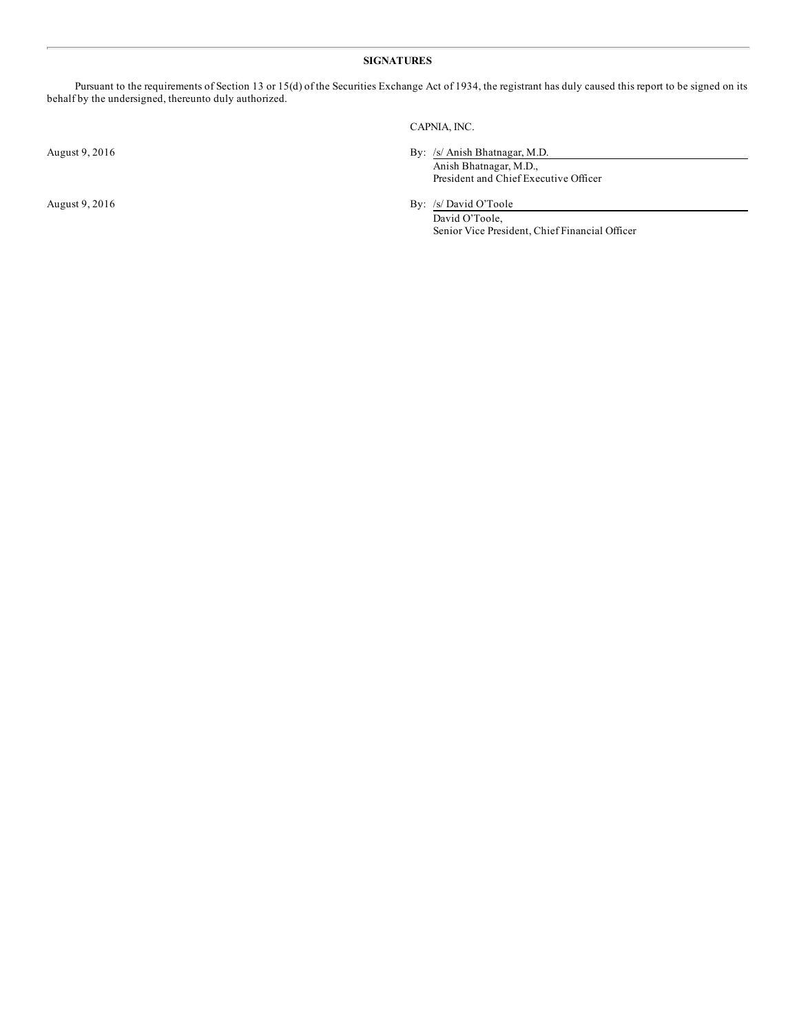## SIGNATURES

Pursuant to the requirements of Section 13 or 15(d) of the Securities Exchange Act of 1934, the registrant has duly caused this report to be signed on its behalf by the undersigned, thereunto duly authorized.

CAPNIA, INC.

| | |
|---|---|
| August 9, 2016 | By: /s/ Anish Bhatnagar, M.D.<br>Anish Bhatnagar, M.D.,<br>President and Chief Executive Officer |
| August 9, 2016 | By: /s/ David O'Toole<br>David O'Toole,<br>Senior Vice President, Chief Financial Officer |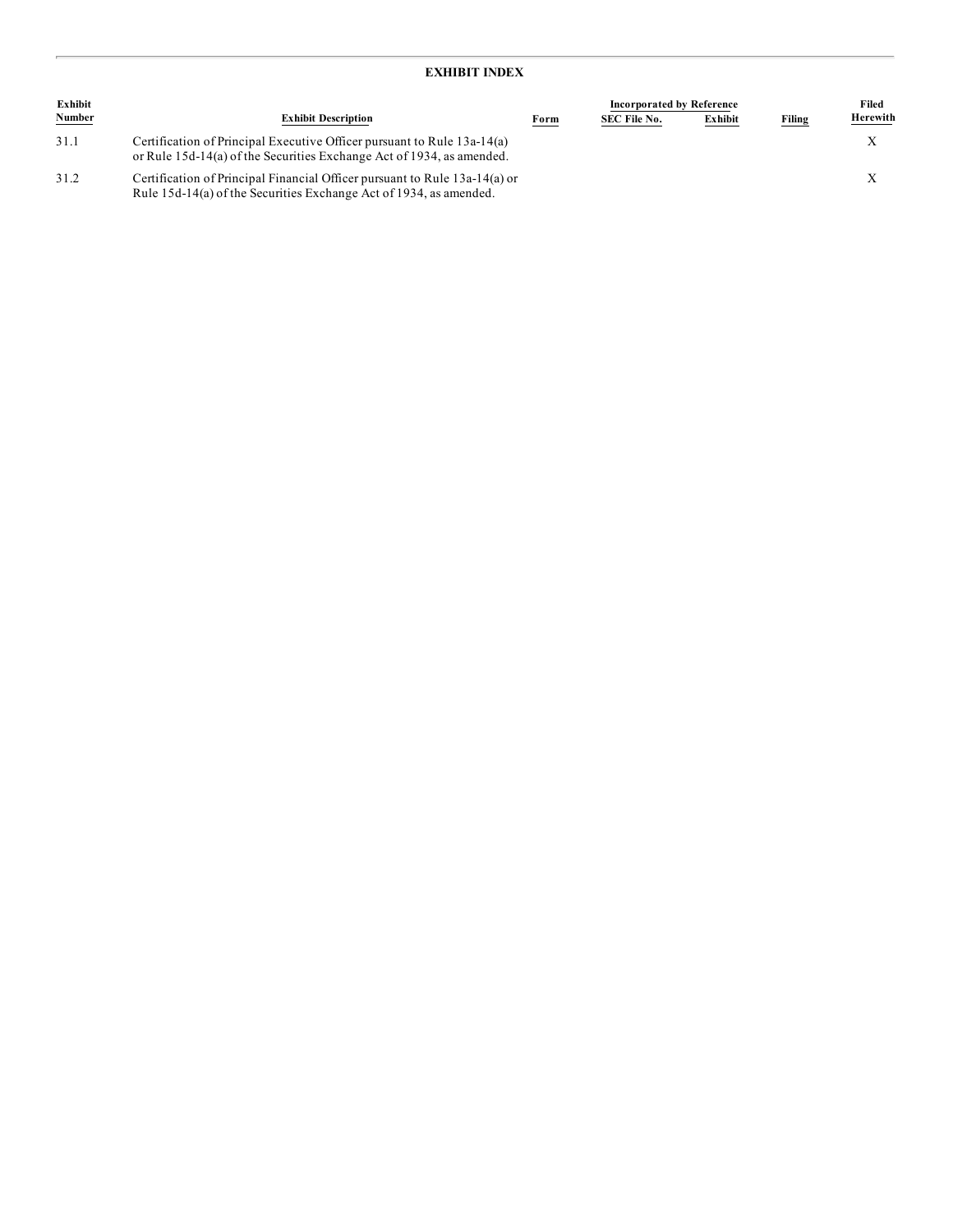## EXHIBIT INDEX

| Exhibit Number | Exhibit Description | Incorporated by Reference | | | | Filed Herewith |
|---|---|---|---|---|---|---|
| | | Form | SEC File No. | Exhibit | Filing | |
| 31.1 | Certification of Principal Executive Officer pursuant to Rule 13a-14(a) or Rule 15d-14(a) of the Securities Exchange Act of 1934, as amended. | | | | | X |
| 31.2 | Certification of Principal Financial Officer pursuant to Rule 13a-14(a) or Rule 15d-14(a) of the Securities Exchange Act of 1934, as amended. | | | | | X |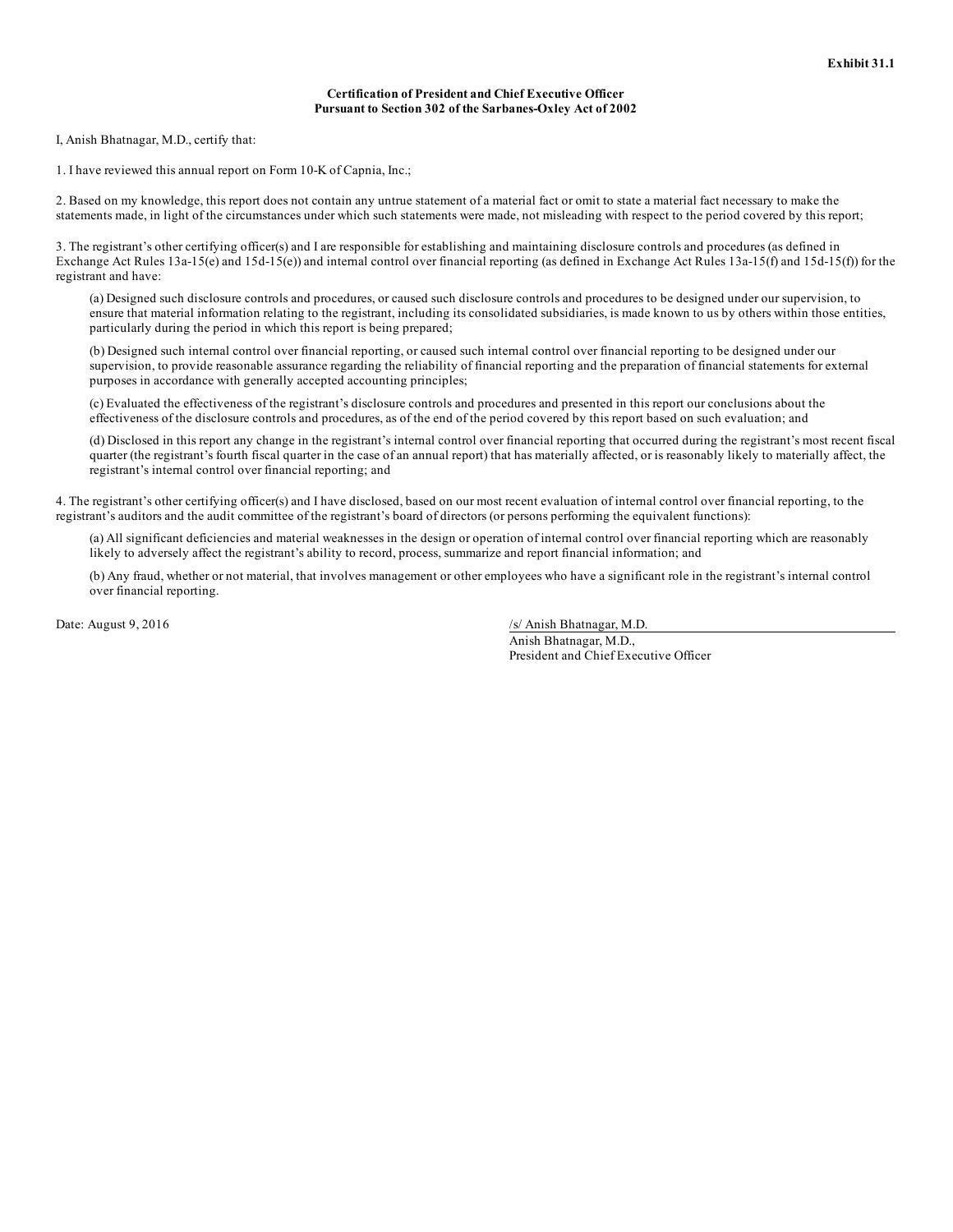**Exhibit 31.1**

**Certification of President and Chief Executive Officer**
**Pursuant to Section 302 of the Sarbanes-Oxley Act of 2002**

I, Anish Bhatnagar, M.D., certify that:

1. I have reviewed this annual report on Form 10-K of Capnia, Inc.;

2. Based on my knowledge, this report does not contain any untrue statement of a material fact or omit to state a material fact necessary to make the statements made, in light of the circumstances under which such statements were made, not misleading with respect to the period covered by this report;

3. The registrant's other certifying officer(s) and I are responsible for establishing and maintaining disclosure controls and procedures (as defined in Exchange Act Rules 13a-15(e) and 15d-15(e)) and internal control over financial reporting (as defined in Exchange Act Rules 13a-15(f) and 15d-15(f)) for the registrant and have:

(a) Designed such disclosure controls and procedures, or caused such disclosure controls and procedures to be designed under our supervision, to ensure that material information relating to the registrant, including its consolidated subsidiaries, is made known to us by others within those entities, particularly during the period in which this report is being prepared;

(b) Designed such internal control over financial reporting, or caused such internal control over financial reporting to be designed under our supervision, to provide reasonable assurance regarding the reliability of financial reporting and the preparation of financial statements for external purposes in accordance with generally accepted accounting principles;

(c) Evaluated the effectiveness of the registrant's disclosure controls and procedures and presented in this report our conclusions about the effectiveness of the disclosure controls and procedures, as of the end of the period covered by this report based on such evaluation; and

(d) Disclosed in this report any change in the registrant's internal control over financial reporting that occurred during the registrant's most recent fiscal quarter (the registrant's fourth fiscal quarter in the case of an annual report) that has materially affected, or is reasonably likely to materially affect, the registrant's internal control over financial reporting; and

4. The registrant's other certifying officer(s) and I have disclosed, based on our most recent evaluation of internal control over financial reporting, to the registrant's auditors and the audit committee of the registrant's board of directors (or persons performing the equivalent functions):

(a) All significant deficiencies and material weaknesses in the design or operation of internal control over financial reporting which are reasonably likely to adversely affect the registrant's ability to record, process, summarize and report financial information; and

(b) Any fraud, whether or not material, that involves management or other employees who have a significant role in the registrant's internal control over financial reporting.

Date: August 9, 2016

/s/ Anish Bhatnagar, M.D.
Anish Bhatnagar, M.D.,
President and Chief Executive Officer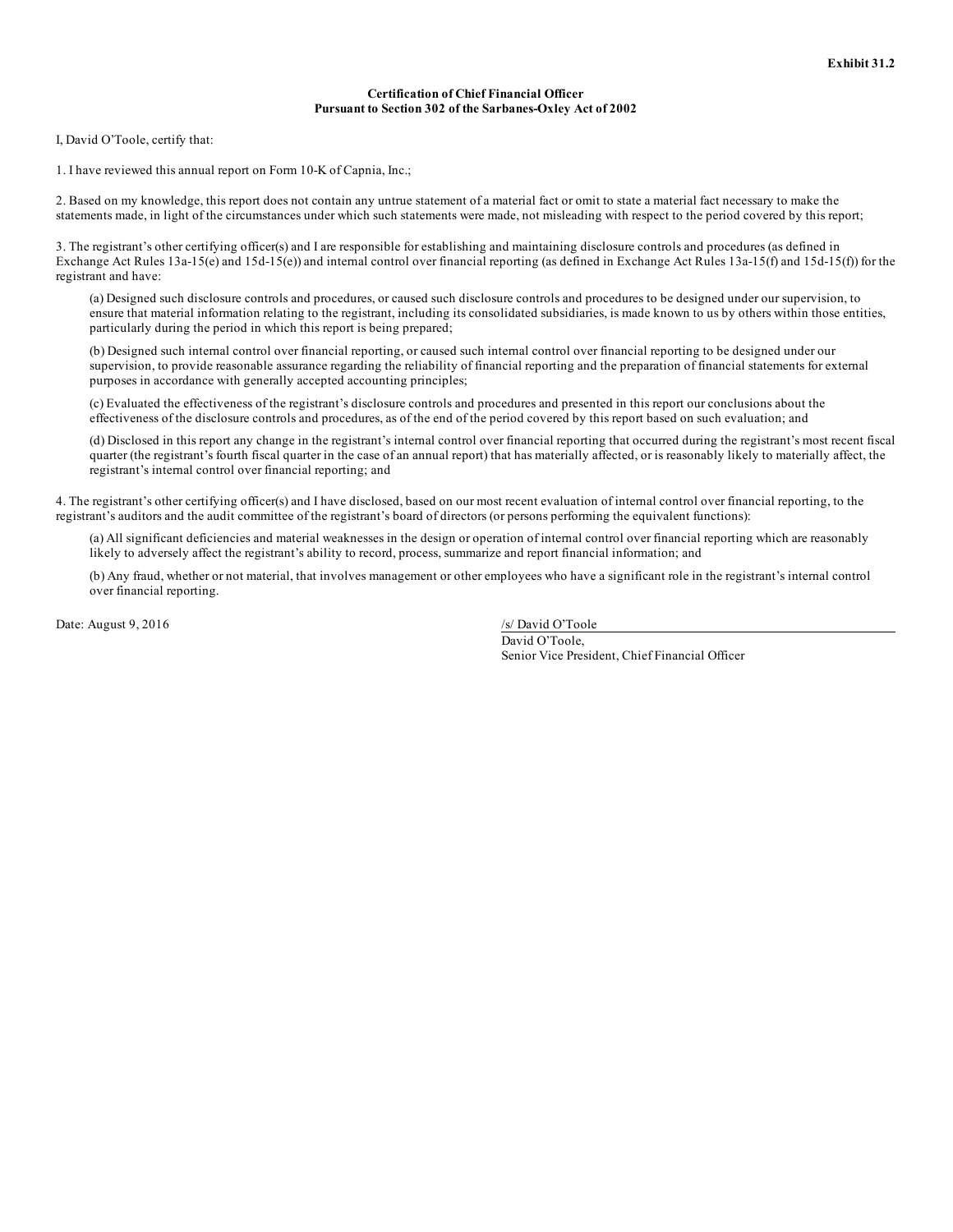**Exhibit 31.2**

**Certification of Chief Financial Officer**
**Pursuant to Section 302 of the Sarbanes-Oxley Act of 2002**

I, David O'Toole, certify that:

1. I have reviewed this annual report on Form 10-K of Capnia, Inc.;

2. Based on my knowledge, this report does not contain any untrue statement of a material fact or omit to state a material fact necessary to make the statements made, in light of the circumstances under which such statements were made, not misleading with respect to the period covered by this report;

3. The registrant's other certifying officer(s) and I are responsible for establishing and maintaining disclosure controls and procedures (as defined in Exchange Act Rules 13a-15(e) and 15d-15(e)) and internal control over financial reporting (as defined in Exchange Act Rules 13a-15(f) and 15d-15(f)) for the registrant and have:

(a) Designed such disclosure controls and procedures, or caused such disclosure controls and procedures to be designed under our supervision, to ensure that material information relating to the registrant, including its consolidated subsidiaries, is made known to us by others within those entities, particularly during the period in which this report is being prepared;

(b) Designed such internal control over financial reporting, or caused such internal control over financial reporting to be designed under our supervision, to provide reasonable assurance regarding the reliability of financial reporting and the preparation of financial statements for external purposes in accordance with generally accepted accounting principles;

(c) Evaluated the effectiveness of the registrant's disclosure controls and procedures and presented in this report our conclusions about the effectiveness of the disclosure controls and procedures, as of the end of the period covered by this report based on such evaluation; and

(d) Disclosed in this report any change in the registrant's internal control over financial reporting that occurred during the registrant's most recent fiscal quarter (the registrant's fourth fiscal quarter in the case of an annual report) that has materially affected, or is reasonably likely to materially affect, the registrant's internal control over financial reporting; and

4. The registrant's other certifying officer(s) and I have disclosed, based on our most recent evaluation of internal control over financial reporting, to the registrant's auditors and the audit committee of the registrant's board of directors (or persons performing the equivalent functions):

(a) All significant deficiencies and material weaknesses in the design or operation of internal control over financial reporting which are reasonably likely to adversely affect the registrant's ability to record, process, summarize and report financial information; and

(b) Any fraud, whether or not material, that involves management or other employees who have a significant role in the registrant's internal control over financial reporting.

Date: August 9, 2016

/s/ David O'Toole
David O'Toole,
Senior Vice President, Chief Financial Officer